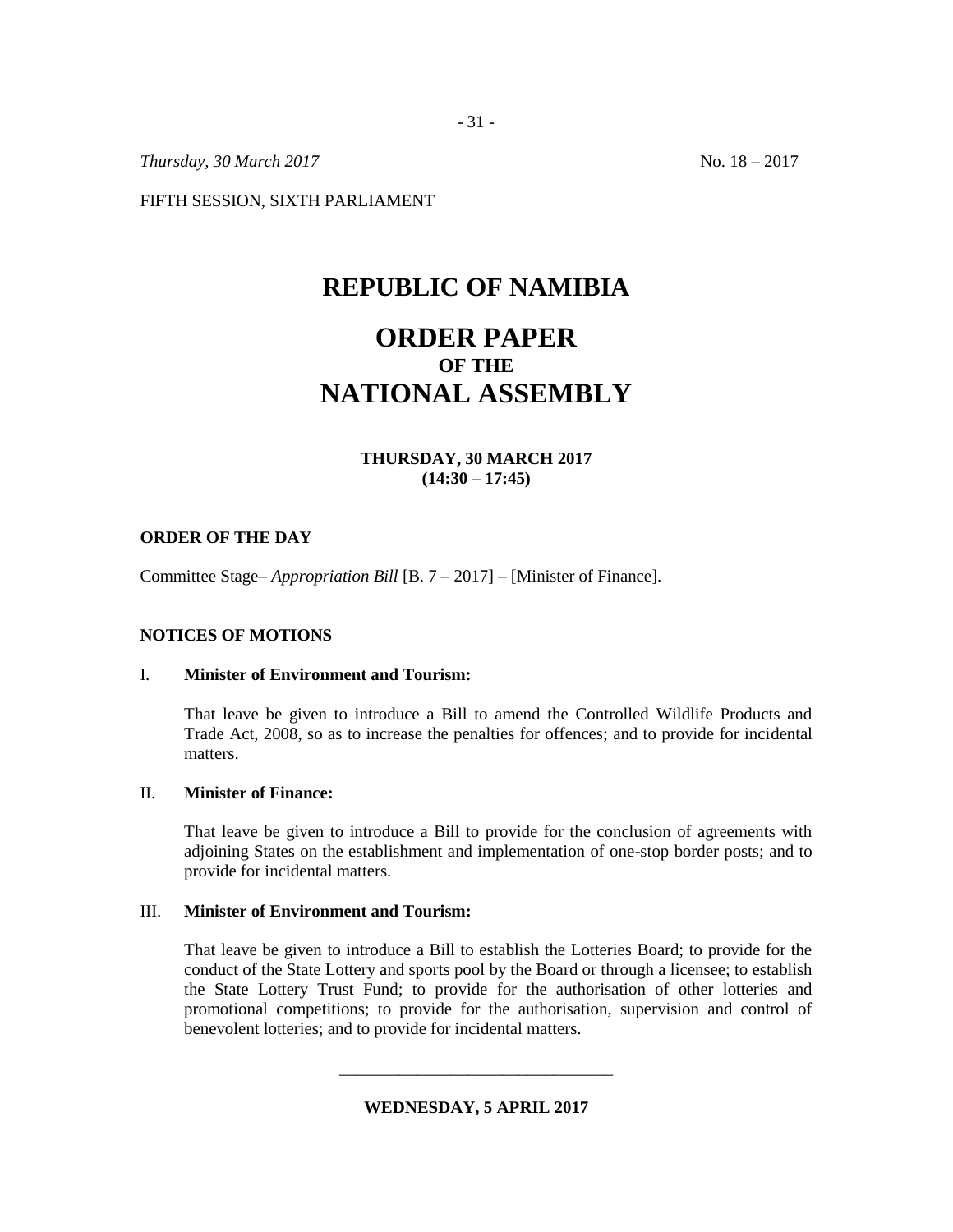*Thursday, 30 March 2017* No. 18 – 2017

FIFTH SESSION, SIXTH PARLIAMENT

# REPUBLIC OF NAMIBIA

# ORDER PAPER
## OF THE
# NATIONAL ASSEMBLY

**THURSDAY, 30 MARCH 2017**
**(14:30 – 17:45)**

**ORDER OF THE DAY**

Committee Stage– *Appropriation Bill* [B. 7 – 2017] – [Minister of Finance].

**NOTICES OF MOTIONS**

I. **Minister of Environment and Tourism:**

That leave be given to introduce a Bill to amend the Controlled Wildlife Products and Trade Act, 2008, so as to increase the penalties for offences; and to provide for incidental matters.

II. **Minister of Finance:**

That leave be given to introduce a Bill to provide for the conclusion of agreements with adjoining States on the establishment and implementation of one-stop border posts; and to provide for incidental matters.

III. **Minister of Environment and Tourism:**

That leave be given to introduce a Bill to establish the Lotteries Board; to provide for the conduct of the State Lottery and sports pool by the Board or through a licensee; to establish the State Lottery Trust Fund; to provide for the authorisation of other lotteries and promotional competitions; to provide for the authorisation, supervision and control of benevolent lotteries; and to provide for incidental matters.

---

**WEDNESDAY, 5 APRIL 2017**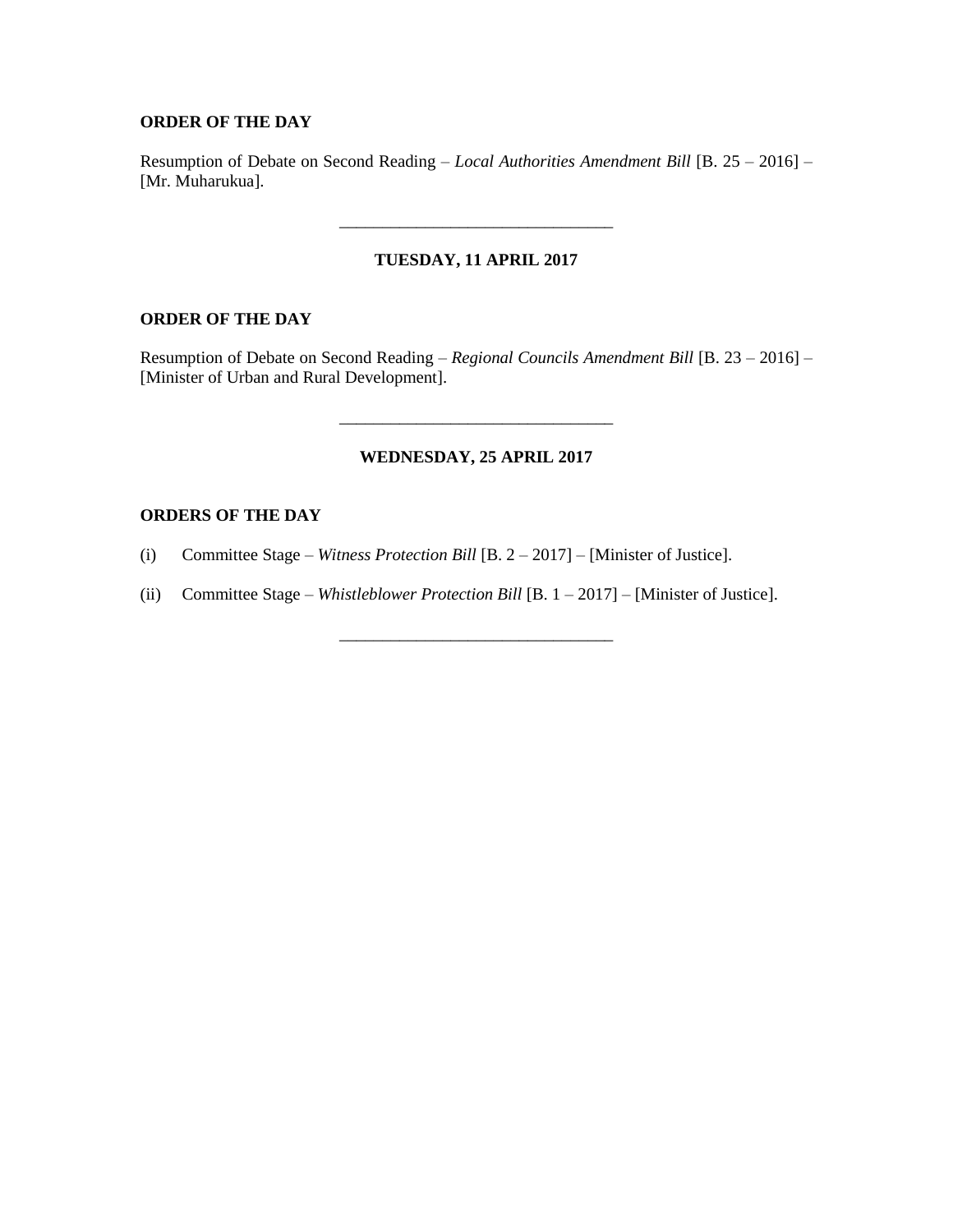**ORDER OF THE DAY**

Resumption of Debate on Second Reading – *Local Authorities Amendment Bill* [B. 25 – 2016] – [Mr. Muharukua].

---

**TUESDAY, 11 APRIL 2017**

**ORDER OF THE DAY**

Resumption of Debate on Second Reading – *Regional Councils Amendment Bill* [B. 23 – 2016] – [Minister of Urban and Rural Development].

---

**WEDNESDAY, 25 APRIL 2017**

**ORDERS OF THE DAY**

(i) Committee Stage – *Witness Protection Bill* [B. 2 – 2017] – [Minister of Justice].

(ii) Committee Stage – *Whistleblower Protection Bill* [B. 1 – 2017] – [Minister of Justice].

---